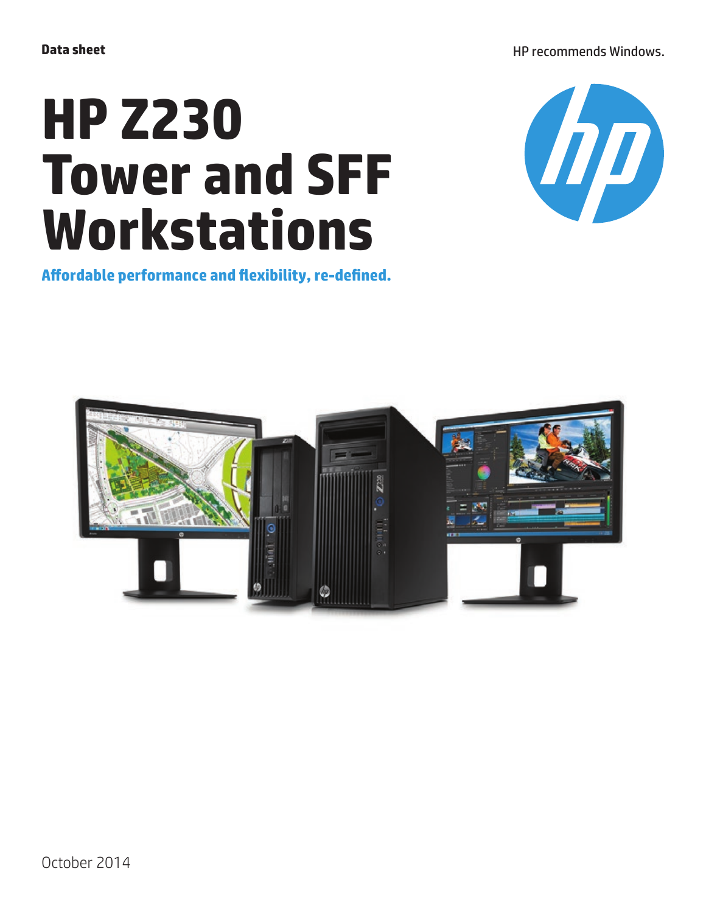**Data sheet**

HP recommends Windows.

# HP Z230 Tower and SFF Workstations

**Affordable performance and flexibility, re-defined.**

October 2014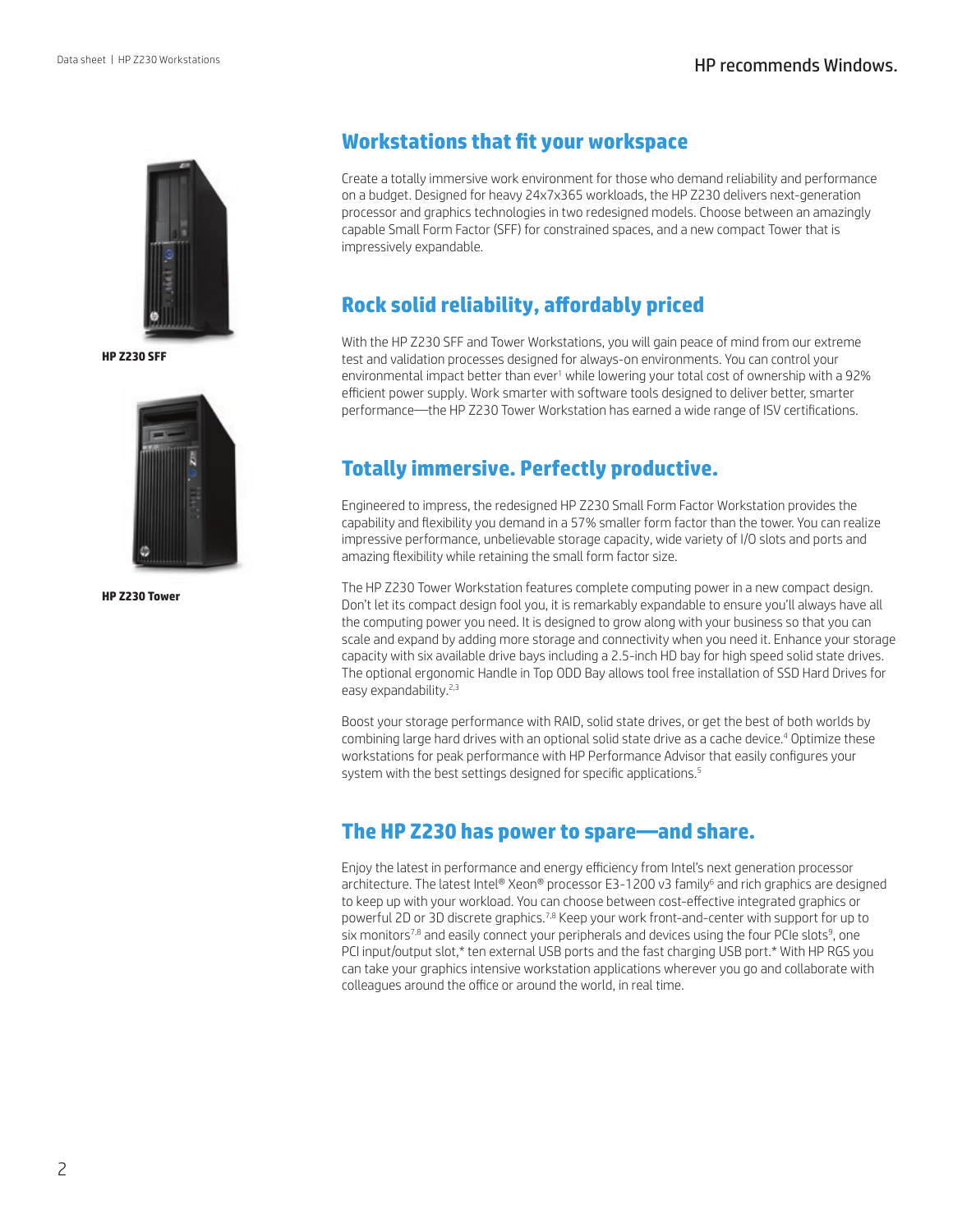HP Z230 SFF

HP Z230 Tower

## Workstations that fit your workspace

Create a totally immersive work environment for those who demand reliability and performance on a budget. Designed for heavy 24x7x365 workloads, the HP Z230 delivers next-generation processor and graphics technologies in two redesigned models. Choose between an amazingly capable Small Form Factor (SFF) for constrained spaces, and a new compact Tower that is impressively expandable.

## Rock solid reliability, affordably priced

With the HP Z230 SFF and Tower Workstations, you will gain peace of mind from our extreme test and validation processes designed for always-on environments. You can control your environmental impact better than ever[1] while lowering your total cost of ownership with a 92% efficient power supply. Work smarter with software tools designed to deliver better, smarter performance—the HP Z230 Tower Workstation has earned a wide range of ISV certifications.

## Totally immersive. Perfectly productive.

Engineered to impress, the redesigned HP Z230 Small Form Factor Workstation provides the capability and flexibility you demand in a 57% smaller form factor than the tower. You can realize impressive performance, unbelievable storage capacity, wide variety of I/O slots and ports and amazing flexibility while retaining the small form factor size.

The HP Z230 Tower Workstation features complete computing power in a new compact design. Don't let its compact design fool you, it is remarkably expandable to ensure you'll always have all the computing power you need. It is designed to grow along with your business so that you can scale and expand by adding more storage and connectivity when you need it. Enhance your storage capacity with six available drive bays including a 2.5-inch HD bay for high speed solid state drives. The optional ergonomic Handle in Top ODD Bay allows tool free installation of SSD Hard Drives for easy expandability.[2,3]

Boost your storage performance with RAID, solid state drives, or get the best of both worlds by combining large hard drives with an optional solid state drive as a cache device.[4] Optimize these workstations for peak performance with HP Performance Advisor that easily configures your system with the best settings designed for specific applications.[5]

## The HP Z230 has power to spare—and share.

Enjoy the latest in performance and energy efficiency from Intel's next generation processor architecture. The latest Intel® Xeon® processor E3-1200 v3 family[6] and rich graphics are designed to keep up with your workload. You can choose between cost-effective integrated graphics or powerful 2D or 3D discrete graphics.[7,8] Keep your work front-and-center with support for up to six monitors[7,8] and easily connect your peripherals and devices using the four PCIe slots[9], one PCI input/output slot,* ten external USB ports and the fast charging USB port.* With HP RGS you can take your graphics intensive workstation applications wherever you go and collaborate with colleagues around the office or around the world, in real time.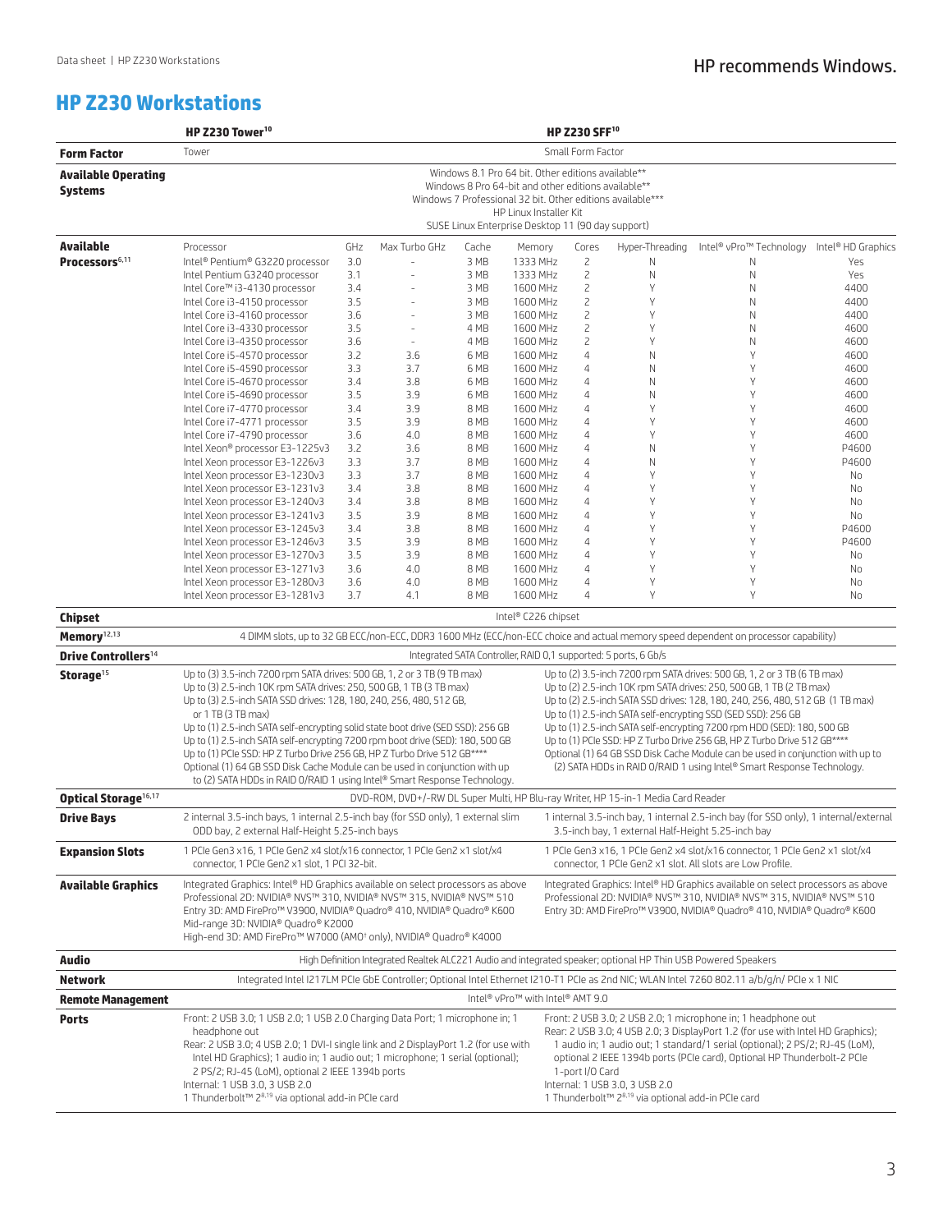# HP Z230 Workstations

| | HP Z230 Tower[10] | HP Z230 SFF[10] |
|---|---|---|
| **Form Factor** | Tower | Small Form Factor |
| **Available Operating Systems** | Windows 8.1 Pro 64 bit. Other editions available**<br>Windows 8 Pro 64-bit and other editions available**<br>Windows 7 Professional 32 bit. Other editions available***<br>HP Linux Installer Kit<br>SUSE Linux Enterprise Desktop 11 (90 day support) | |

**Available Processors[6,11]**

| Processor | GHz | Max Turbo GHz | Cache | Memory | Cores | Hyper-Threading | Intel® vPro™ Technology | Intel® HD Graphics |
|---|---|---|---|---|---|---|---|---|
| Intel® Pentium® G3220 processor | 3.0 | - | 3 MB | 1333 MHz | 2 | N | N | Yes |
| Intel Pentium G3240 processor | 3.1 | - | 3 MB | 1333 MHz | 2 | N | N | Yes |
| Intel Core™ i3-4130 processor | 3.4 | - | 3 MB | 1600 MHz | 2 | Y | N | 4400 |
| Intel Core i3-4150 processor | 3.5 | - | 3 MB | 1600 MHz | 2 | Y | N | 4400 |
| Intel Core i3-4160 processor | 3.6 | - | 3 MB | 1600 MHz | 2 | Y | N | 4400 |
| Intel Core i3-4330 processor | 3.5 | - | 4 MB | 1600 MHz | 2 | Y | N | 4600 |
| Intel Core i3-4350 processor | 3.6 | - | 4 MB | 1600 MHz | 2 | Y | N | 4600 |
| Intel Core i5-4570 processor | 3.2 | 3.6 | 6 MB | 1600 MHz | 4 | N | Y | 4600 |
| Intel Core i5-4590 processor | 3.3 | 3.7 | 6 MB | 1600 MHz | 4 | N | Y | 4600 |
| Intel Core i5-4670 processor | 3.4 | 3.8 | 6 MB | 1600 MHz | 4 | N | Y | 4600 |
| Intel Core i5-4690 processor | 3.5 | 3.9 | 6 MB | 1600 MHz | 4 | N | Y | 4600 |
| Intel Core i7-4770 processor | 3.4 | 3.9 | 8 MB | 1600 MHz | 4 | Y | Y | 4600 |
| Intel Core i7-4771 processor | 3.5 | 3.9 | 8 MB | 1600 MHz | 4 | Y | Y | 4600 |
| Intel Core i7-4790 processor | 3.6 | 4.0 | 8 MB | 1600 MHz | 4 | Y | Y | 4600 |
| Intel Xeon® processor E3-1225v3 | 3.2 | 3.6 | 8 MB | 1600 MHz | 4 | N | Y | P4600 |
| Intel Xeon processor E3-1226v3 | 3.3 | 3.7 | 8 MB | 1600 MHz | 4 | N | Y | P4600 |
| Intel Xeon processor E3-1230v3 | 3.3 | 3.7 | 8 MB | 1600 MHz | 4 | Y | Y | No |
| Intel Xeon processor E3-1231v3 | 3.4 | 3.8 | 8 MB | 1600 MHz | 4 | Y | Y | No |
| Intel Xeon processor E3-1240v3 | 3.4 | 3.8 | 8 MB | 1600 MHz | 4 | Y | Y | No |
| Intel Xeon processor E3-1241v3 | 3.5 | 3.9 | 8 MB | 1600 MHz | 4 | Y | Y | No |
| Intel Xeon processor E3-1245v3 | 3.4 | 3.8 | 8 MB | 1600 MHz | 4 | Y | Y | P4600 |
| Intel Xeon processor E3-1246v3 | 3.5 | 3.9 | 8 MB | 1600 MHz | 4 | Y | Y | P4600 |
| Intel Xeon processor E3-1270v3 | 3.5 | 3.9 | 8 MB | 1600 MHz | 4 | Y | Y | No |
| Intel Xeon processor E3-1271v3 | 3.6 | 4.0 | 8 MB | 1600 MHz | 4 | Y | Y | No |
| Intel Xeon processor E3-1280v3 | 3.6 | 4.0 | 8 MB | 1600 MHz | 4 | Y | Y | No |
| Intel Xeon processor E3-1281v3 | 3.7 | 4.1 | 8 MB | 1600 MHz | 4 | Y | Y | No |

| | HP Z230 Tower[10] | HP Z230 SFF[10] |
|---|---|---|
| **Chipset** | Intel® C226 chipset | |
| **Memory[12,13]** | 4 DIMM slots, up to 32 GB ECC/non-ECC, DDR3 1600 MHz (ECC/non-ECC choice and actual memory speed dependent on processor capability) | |
| **Drive Controllers[14]** | Integrated SATA Controller, RAID 0,1 supported: 5 ports, 6 Gb/s | |
| **Storage[15]** | Up to (3) 3.5-inch 7200 rpm SATA drives: 500 GB, 1, 2 or 3 TB (9 TB max)<br>Up to (3) 2.5-inch 10K rpm SATA drives: 250, 500 GB, 1 TB (3 TB max)<br>Up to (3) 2.5-inch SATA SSD drives: 128, 180, 240, 256, 480, 512 GB, or 1 TB (3 TB max)<br>Up to (1) 2.5-inch SATA self-encrypting solid state boot drive (SED SSD): 256 GB<br>Up to (1) 2.5-inch SATA self-encrypting 7200 rpm boot drive (SED): 180, 500 GB<br>Up to (1) PCIe SSD: HP Z Turbo Drive 256 GB, HP Z Turbo Drive 512 GB****<br>Optional (1) 64 GB SSD Disk Cache Module can be used in conjunction with up to (2) SATA HDDs in RAID 0/RAID 1 using Intel® Smart Response Technology. | Up to (2) 3.5-inch 7200 rpm SATA drives: 500 GB, 1, 2 or 3 TB (6 TB max)<br>Up to (2) 2.5-inch 10K rpm SATA drives: 250, 500 GB, 1 TB (2 TB max)<br>Up to (2) 2.5-inch SATA SSD drives: 128, 180, 240, 256, 480, 512 GB (1 TB max)<br>Up to (1) 2.5-inch SATA self-encrypting SSD (SED SSD): 256 GB<br>Up to (1) 2.5-inch SATA self-encrypting 7200 rpm HDD (SED): 180, 500 GB<br>Up to (1) PCIe SSD: HP Z Turbo Drive 256 GB, HP Z Turbo Drive 512 GB****<br>Optional (1) 64 GB SSD Disk Cache Module can be used in conjunction with up to (2) SATA HDDs in RAID 0/RAID 1 using Intel® Smart Response Technology. |
| **Optical Storage[16,17]** | DVD-ROM, DVD+/-RW DL Super Multi, HP Blu-ray Writer, HP 15-in-1 Media Card Reader | |
| **Drive Bays** | 2 internal 3.5-inch bays, 1 internal 2.5-inch bay (for SSD only), 1 external slim ODD bay, 2 external Half-Height 5.25-inch bays | 1 internal 3.5-inch bay, 1 internal 2.5-inch bay (for SSD only), 1 internal/external 3.5-inch bay, 1 external Half-Height 5.25-inch bay |
| **Expansion Slots** | 1 PCIe Gen3 x16, 1 PCIe Gen2 x4 slot/x16 connector, 1 PCIe Gen2 x1 slot/x4 connector, 1 PCIe Gen2 x1 slot, 1 PCI 32-bit. | 1 PCIe Gen3 x16, 1 PCIe Gen2 x4 slot/x16 connector, 1 PCIe Gen2 x1 slot/x4 connector, 1 PCIe Gen2 x1 slot. All slots are Low Profile. |
| **Available Graphics** | Integrated Graphics: Intel® HD Graphics available on select processors as above<br>Professional 2D: NVIDIA® NVS™ 310, NVIDIA® NVS™ 315, NVIDIA® NVS™ 510<br>Entry 3D: AMD FirePro™ V3900, NVIDIA® Quadro® 410, NVIDIA® Quadro® K600<br>Mid-range 3D: NVIDIA® Quadro® K2000<br>High-end 3D: AMD FirePro™ W7000 (AMO† only), NVIDIA® Quadro® K4000 | Integrated Graphics: Intel® HD Graphics available on select processors as above<br>Professional 2D: NVIDIA® NVS™ 310, NVIDIA® NVS™ 315, NVIDIA® NVS™ 510<br>Entry 3D: AMD FirePro™ V3900, NVIDIA® Quadro® 410, NVIDIA® Quadro® K600 |
| **Audio** | High Definition Integrated Realtek ALC221 Audio and integrated speaker; optional HP Thin USB Powered Speakers | |
| **Network** | Integrated Intel I217LM PCIe GbE Controller; Optional Intel Ethernet I210-T1 PCIe as 2nd NIC; WLAN Intel 7260 802.11 a/b/g/n/ PCIe x 1 NIC | |
| **Remote Management** | Intel® vPro™ with Intel® AMT 9.0 | |
| **Ports** | Front: 2 USB 3.0; 1 USB 2.0; 1 USB 2.0 Charging Data Port; 1 microphone in; 1 headphone out<br>Rear: 2 USB 3.0; 4 USB 2.0; 1 DVI-I single link and 2 DisplayPort 1.2 (for use with Intel HD Graphics); 1 audio in; 1 audio out; 1 microphone; 1 serial (optional); 2 PS/2; RJ-45 (LoM), optional 2 IEEE 1394b ports<br>Internal: 1 USB 3.0, 3 USB 2.0<br>1 Thunderbolt™ 2[8,19] via optional add-in PCIe card | Front: 2 USB 3.0; 2 USB 2.0; 1 microphone in; 1 headphone out<br>Rear: 2 USB 3.0; 4 USB 2.0; 3 DisplayPort 1.2 (for use with Intel HD Graphics); 1 audio in; 1 audio out; 1 standard/1 serial (optional); 2 PS/2; RJ-45 (LoM), optional 2 IEEE 1394b ports (PCIe card), Optional HP Thunderbolt-2 PCIe 1-port I/O Card<br>Internal: 1 USB 3.0, 3 USB 2.0<br>1 Thunderbolt™ 2[8,19] via optional add-in PCIe card |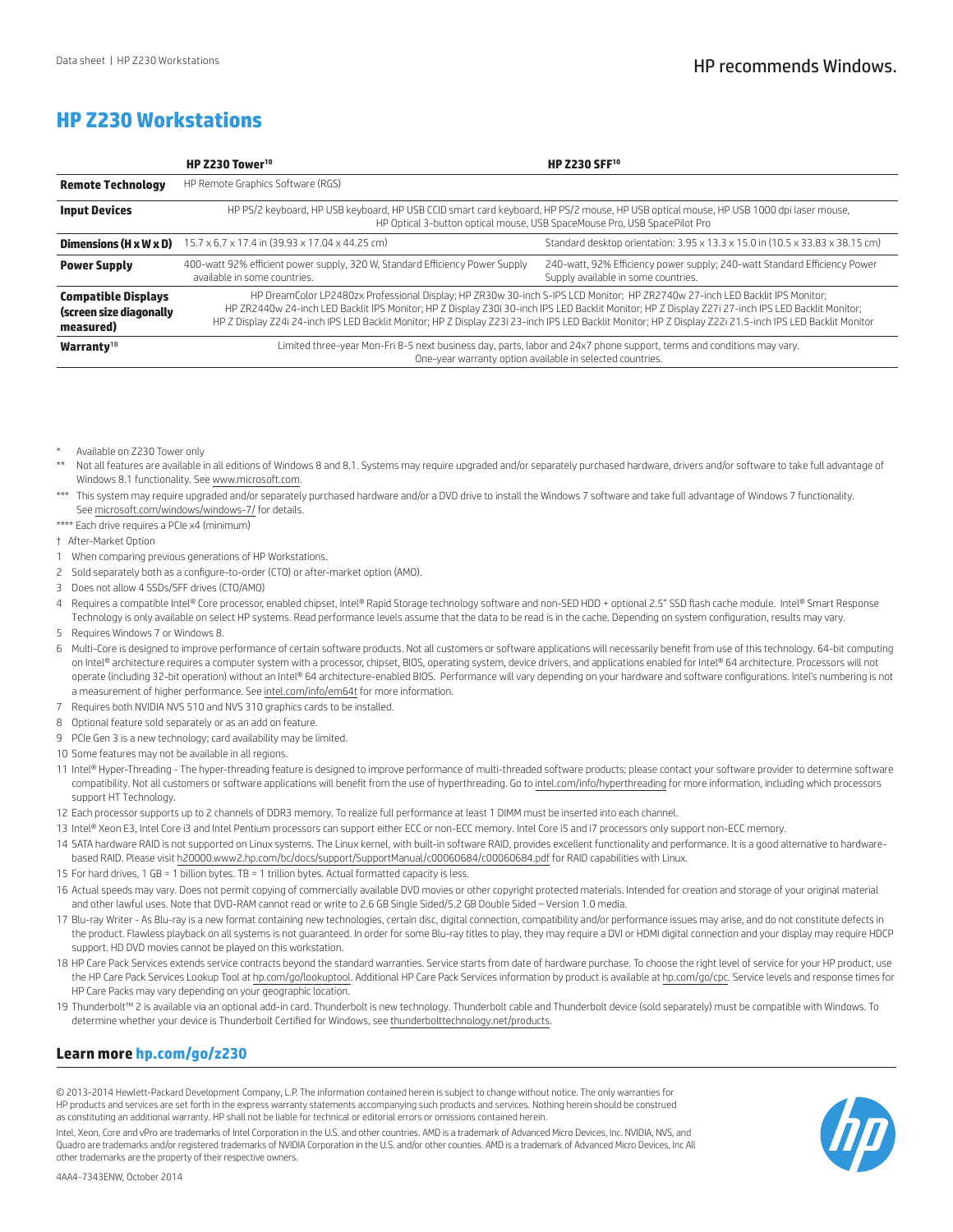# HP Z230 Workstations

| | HP Z230 Tower[10] | HP Z230 SFF[10] |
|---|---|---|
| **Remote Technology** | HP Remote Graphics Software (RGS) | |
| **Input Devices** | HP PS/2 keyboard, HP USB keyboard, HP USB CCID smart card keyboard, HP PS/2 mouse, HP USB optical mouse, HP USB 1000 dpi laser mouse, HP Optical 3-button optical mouse, USB SpaceMouse Pro, USB SpacePilot Pro | |
| **Dimensions (H x W x D)** | 15.7 x 6.7 x 17.4 in (39.93 x 17.04 x 44.25 cm) | Standard desktop orientation: 3.95 x 13.3 x 15.0 in (10.5 x 33.83 x 38.15 cm) |
| **Power Supply** | 400-watt 92% efficient power supply, 320 W, Standard Efficiency Power Supply available in some countries. | 240-watt, 92% Efficiency power supply; 240-watt Standard Efficiency Power Supply available in some countries. |
| **Compatible Displays (screen size diagonally measured)** | HP DreamColor LP2480zx Professional Display; HP ZR30w 30-inch S-IPS LCD Monitor; HP ZR2740w 27-inch LED Backlit IPS Monitor; HP ZR2440w 24-inch LED Backlit IPS Monitor; HP Z Display Z30i 30-inch IPS LED Backlit Monitor; HP Z Display Z27i 27-inch IPS LED Backlit Monitor; HP Z Display Z24i 24-inch IPS LED Backlit Monitor; HP Z Display Z23i 23-inch IPS LED Backlit Monitor; HP Z Display Z22i 21.5-inch IPS LED Backlit Monitor | |
| **Warranty**[18] | Limited three-year Mon-Fri 8-5 next business day, parts, labor and 24x7 phone support, terms and conditions may vary. One-year warranty option available in selected countries. | |

\* Available on Z230 Tower only

\*\* Not all features are available in all editions of Windows 8 and 8.1. Systems may require upgraded and/or separately purchased hardware, drivers and/or software to take full advantage of Windows 8.1 functionality. See www.microsoft.com.

\*\*\* This system may require upgraded and/or separately purchased hardware and/or a DVD drive to install the Windows 7 software and take full advantage of Windows 7 functionality. See microsoft.com/windows/windows-7/ for details.

\*\*\*\* Each drive requires a PCIe x4 (minimum)

† After-Market Option

1. When comparing previous generations of HP Workstations.
2. Sold separately both as a configure-to-order (CTO) or after-market option (AMO).
3. Does not allow 4 SSDs/SFF drives (CTO/AMO)
4. Requires a compatible Intel® Core processor, enabled chipset, Intel® Rapid Storage technology software and non-SED HDD + optional 2.5" SSD flash cache module. Intel® Smart Response Technology is only available on select HP systems. Read performance levels assume that the data to be read is in the cache. Depending on system configuration, results may vary.
5. Requires Windows 7 or Windows 8.
6. Multi-Core is designed to improve performance of certain software products. Not all customers or software applications will necessarily benefit from use of this technology. 64-bit computing on Intel® architecture requires a computer system with a processor, chipset, BIOS, operating system, device drivers, and applications enabled for Intel® 64 architecture. Processors will not operate (including 32-bit operation) without an Intel® 64 architecture-enabled BIOS. Performance will vary depending on your hardware and software configurations. Intel's numbering is not a measurement of higher performance. See intel.com/info/em64t for more information.
7. Requires both NVIDIA NVS 510 and NVS 310 graphics cards to be installed.
8. Optional feature sold separately or as an add on feature.
9. PCIe Gen 3 is a new technology; card availability may be limited.
10. Some features may not be available in all regions.
11. Intel® Hyper-Threading - The hyper-threading feature is designed to improve performance of multi-threaded software products; please contact your software provider to determine software compatibility. Not all customers or software applications will benefit from the use of hyperthreading. Go to intel.com/info/hyperthreading for more information, including which processors support HT Technology.
12. Each processor supports up to 2 channels of DDR3 memory. To realize full performance at least 1 DIMM must be inserted into each channel.
13. Intel® Xeon E3, Intel Core i3 and Intel Pentium processors can support either ECC or non-ECC memory. Intel Core i5 and i7 processors only support non-ECC memory.
14. SATA hardware RAID is not supported on Linux systems. The Linux kernel, with built-in software RAID, provides excellent functionality and performance. It is a good alternative to hardware-based RAID. Please visit h20000.www2.hp.com/bc/docs/support/SupportManual/c00060684/c00060684.pdf for RAID capabilities with Linux.
15. For hard drives, 1 GB = 1 billion bytes. TB = 1 trillion bytes. Actual formatted capacity is less.
16. Actual speeds may vary. Does not permit copying of commercially available DVD movies or other copyright protected materials. Intended for creation and storage of your original material and other lawful uses. Note that DVD-RAM cannot read or write to 2.6 GB Single Sided/5.2 GB Double Sided – Version 1.0 media.
17. Blu-ray Writer - As Blu-ray is a new format containing new technologies, certain disc, digital connection, compatibility and/or performance issues may arise, and do not constitute defects in the product. Flawless playback on all systems is not guaranteed. In order for some Blu-ray titles to play, they may require a DVI or HDMI digital connection and your display may require HDCP support. HD DVD movies cannot be played on this workstation.
18. HP Care Pack Services extends service contracts beyond the standard warranties. Service starts from date of hardware purchase. To choose the right level of service for your HP product, use the HP Care Pack Services Lookup Tool at hp.com/go/lookuptool. Additional HP Care Pack Services information by product is available at hp.com/go/cpc. Service levels and response times for HP Care Packs may vary depending on your geographic location.
19. Thunderbolt™ 2 is available via an optional add-in card. Thunderbolt is new technology. Thunderbolt cable and Thunderbolt device (sold separately) must be compatible with Windows. To determine whether your device is Thunderbolt Certified for Windows, see thunderbolttechnology.net/products.

## Learn more hp.com/go/z230

© 2013-2014 Hewlett-Packard Development Company, L.P. The information contained herein is subject to change without notice. The only warranties for HP products and services are set forth in the express warranty statements accompanying such products and services. Nothing herein should be construed as constituting an additional warranty. HP shall not be liable for technical or editorial errors or omissions contained herein.

Intel, Xeon, Core and vPro are trademarks of Intel Corporation in the U.S. and other countries. AMD is a trademark of Advanced Micro Devices, Inc. NVIDIA, NVS, and Quadro are trademarks and/or registered trademarks of NVIDIA Corporation in the U.S. and/or other counties. AMD is a trademark of Advanced Micro Devices, Inc All other trademarks are the property of their respective owners.

4AA4-7343ENW, October 2014